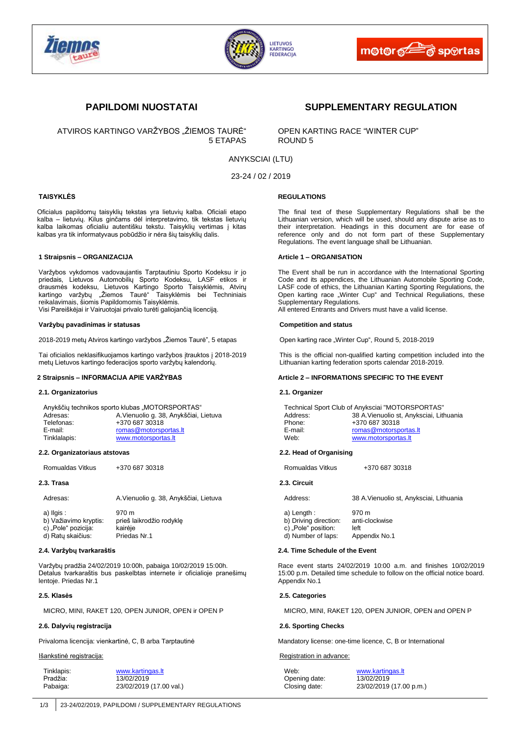## PAPILDOMI NUOSTATAI

ATVIROS KARTINGO VARŽYBOS „ŽIEMOS TAURĖ“
5 ETAPAS

## SUPPLEMENTARY REGULATION

OPEN KARTING RACE “WINTER CUP”
ROUND 5

ANYKSCIAI (LTU)

23-24 / 02 / 2019

### TAISYKLĖS

Oficialus papildomų taisyklių tekstas yra lietuvių kalba. Oficiali etapo kalba – lietuvių. Kilus ginčams dėl interpretavimo, tik tekstas lietuvių kalba laikomas oficialiu autentišku tekstu. Taisyklių vertimas į kitas kalbas yra tik informatyvaus pobūdžio ir nėra šių taisyklių dalis.

### 1 Straipsnis – ORGANIZACIJA

Varžybos vykdomos vadovaujantis Tarptautiniu Sporto Kodeksu ir jo priedais, Lietuvos Automobilių Sporto Kodeksu, LASF etikos ir drausmės kodeksu, Lietuvos Kartingo Sporto Taisyklėmis, Atvirų kartingo varžybų „Žiemos Taurė“ Taisyklėmis bei Techniniais reikalavimais, šiomis Papildomomis Taisyklėmis.
Visi Pareiškėjai ir Vairuotojai privalo turėti galiojančią licenciją.

**Varžybų pavadinimas ir statusas**

2018-2019 metų Atviros kartingo varžybos „Žiemos Taurė“, 5 etapas

Tai oficialios neklasifikuojamos kartingo varžybos įtrauktos į 2018-2019 metų Lietuvos kartingo federacijos sporto varžybų kalendorių.

### 2 Straipsnis – INFORMACIJA APIE VARŽYBAS

**2.1. Organizatorius**

Anykščių technikos sporto klubas „MOTORSPORTAS“

| | |
|---|---|
| Adresas: | A.Vienuolio g. 38, Anykščiai, Lietuva |
| Telefonas: | +370 687 30318 |
| E-mail: | romas@motorsportas.lt |
| Tinklalapis: | www.motorsportas.lt |

**2.2. Organizatoriaus atstovas**

Romualdas Vitkus +370 687 30318

**2.3. Trasa**

Adresas: A.Vienuolio g. 38, Anykščiai, Lietuva

| | |
|---|---|
| a) Ilgis : | 970 m |
| b) Važiavimo kryptis: | prieš laikrodžio rodyklę |
| c) „Pole“ pozicija: | kairėje |
| d) Ratų skaičius: | Priedas Nr.1 |

**2.4. Varžybų tvarkaraštis**

Varžybų pradžia 24/02/2019 10:00h, pabaiga 10/02/2019 15:00h.
Detalus tvarkaraštis bus paskelbtas internete ir oficialioje pranešimų lentoje. Priedas Nr.1

**2.5. Klasės**

MICRO, MINI, RAKET 120, OPEN JUNIOR, OPEN ir OPEN P

**2.6. Dalyvių registracija**

Privaloma licencija: vienkartinė, C, B arba Tarptautinė

Išankstinė registracija:

| | |
|---|---|
| Tinklapis: | www.kartingas.lt |
| Pradžia: | 13/02/2019 |
| Pabaiga: | 23/02/2019 (17.00 val.) |

### REGULATIONS

The final text of these Supplementary Regulations shall be the Lithuanian version, which will be used, should any dispute arise as to their interpretation. Headings in this document are for ease of reference only and do not form part of these Supplementary Regulations. The event language shall be Lithuanian.

### Article 1 – ORGANISATION

The Event shall be run in accordance with the International Sporting Code and its appendices, the Lithuanian Automobile Sporting Code, LASF code of ethics, the Lithuanian Karting Sporting Regulations, the Open karting race „Winter Cup“ and Technical Reguliations, these Supplementary Regulations.
All entered Entrants and Drivers must have a valid license.

**Competition and status**

Open karting race „Winter Cup“, Round 5, 2018-2019

This is the official non-qualified karting competition included into the Lithuanian karting federation sports calendar 2018-2019.

### Article 2 – INFORMATIONS SPECIFIC TO THE EVENT

**2.1. Organizer**

Technical Sport Club of Anyksciai "MOTORSPORTAS"

| | |
|---|---|
| Address: | 38 A.Vienuolio st, Anyksciai, Lithuania |
| Phone: | +370 687 30318 |
| E-mail: | romas@motorsportas.lt |
| Web: | www.motorsportas.lt |

**2.2. Head of Organising**

Romualdas Vitkus +370 687 30318

**2.3. Circuit**

Address: 38 A.Vienuolio st, Anyksciai, Lithuania

| | |
|---|---|
| a) Length : | 970 m |
| b) Driving direction: | anti-clockwise |
| c) „Pole“ position: | left |
| d) Number of laps: | Appendix No.1 |

**2.4. Time Schedule of the Event**

Race event starts 24/02/2019 10:00 a.m. and finishes 10/02/2019 15:00 p.m. Detailed time schedule to follow on the official notice board. Appendix No.1

**2.5. Categories**

MICRO, MINI, RAKET 120, OPEN JUNIOR, OPEN and OPEN P

**2.6. Sporting Checks**

Mandatory license: one-time licence, C, B or International

Registration in advance:

| | |
|---|---|
| Web: | www.kartingas.lt |
| Opening date: | 13/02/2019 |
| Closing date: | 23/02/2019 (17.00 p.m.) |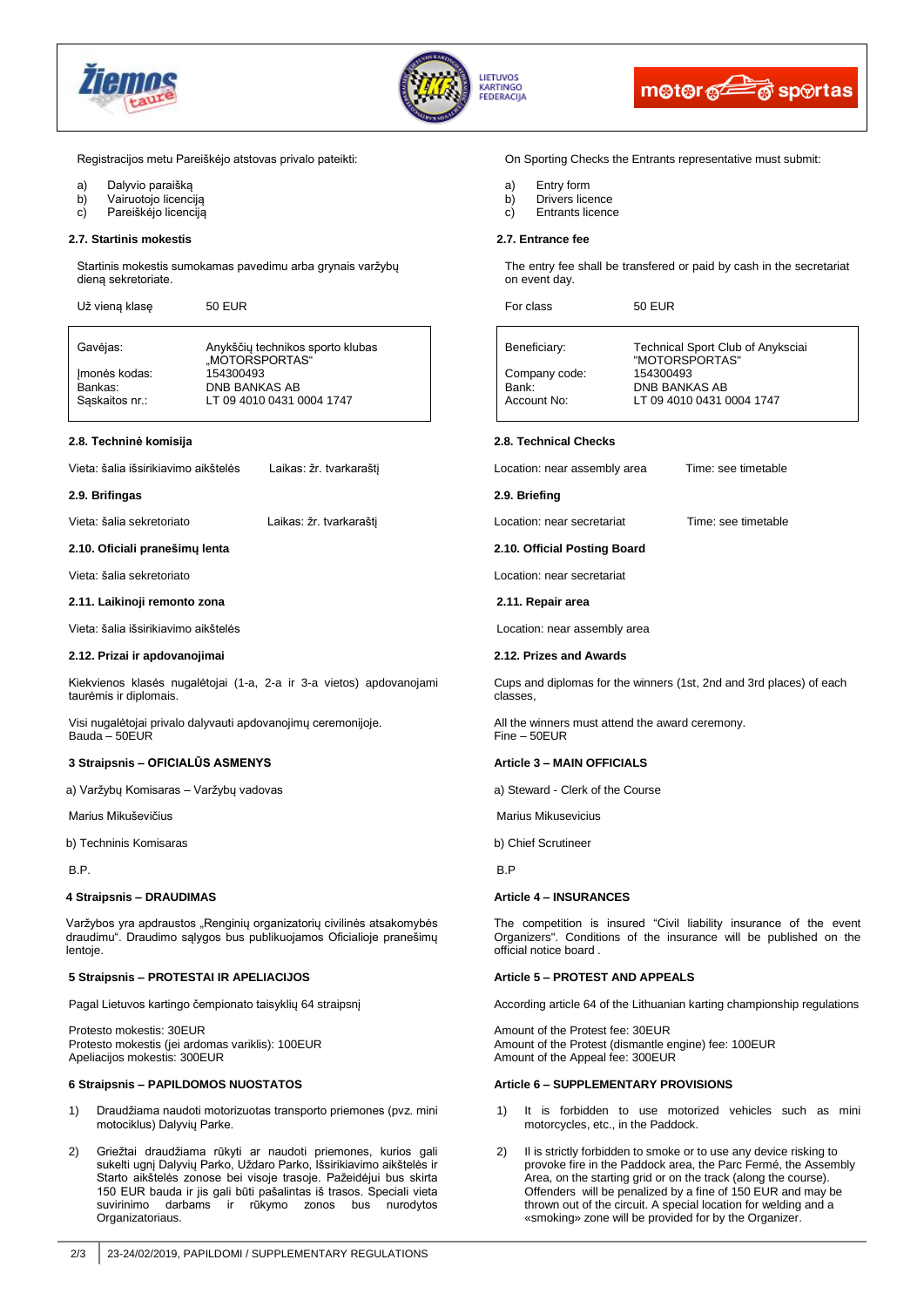Registracijos metu Pareiškėjo atstovas privalo pateikti:

a) Dalyvio paraišką
b) Vairuotojo licenciją
c) Pareiškėjo licenciją

### 2.7. Startinis mokestis

Startinis mokestis sumokamas pavedimu arba grynais varžybų dieną sekretoriate.

| Už vieną klasę | 50 EUR |
|---|---|

| | |
|---|---|
| Gavėjas: | Anykščių technikos sporto klubas „MOTORSPORTAS“ |
| Įmonės kodas: | 154300493 |
| Bankas: | DNB BANKAS AB |
| Sąskaitos nr.: | LT 09 4010 0431 0004 1747 |

### 2.8. Techninė komisija

Vieta: šalia išsirikiavimo aikštelės    Laikas: žr. tvarkaraštį

### 2.9. Brifingas

Vieta: šalia sekretoriato    Laikas: žr. tvarkaraštį

### 2.10. Oficiali pranešimų lenta

Vieta: šalia sekretoriato

### 2.11. Laikinoji remonto zona

Vieta: šalia išsirikiavimo aikštelės

### 2.12. Prizai ir apdovanojimai

Kiekvienos klasės nugalėtojai (1-a, 2-a ir 3-a vietos) apdovanojami taurėmis ir diplomais.

Visi nugalėtojai privalo dalyvauti apdovanojimų ceremonijoje.
Bauda – 50EUR

## 3 Straipsnis – OFICIALŪS ASMENYS

a) Varžybų Komisaras – Varžybų vadovas

Marius Mikuševičius

b) Techninis Komisaras

B.P.

## 4 Straipsnis – DRAUDIMAS

Varžybos yra apdraustos „Renginių organizatorių civilinės atsakomybės draudimu“. Draudimo sąlygos bus publikuojamos Oficialioje pranešimų lentoje.

## 5 Straipsnis – PROTESTAI IR APELIACIJOS

Pagal Lietuvos kartingo čempionato taisyklių 64 straipsnį

Protesto mokestis: 30EUR
Protesto mokestis (jei ardomas variklis): 100EUR
Apeliacijos mokestis: 300EUR

## 6 Straipsnis – PAPILDOMOS NUOSTATOS

1) Draudžiama naudoti motorizuotas transporto priemones (pvz. mini motociklus) Dalyvių Parke.

2) Griežtai draudžiama rūkyti ar naudoti priemones, kurios gali sukelti ugnį Dalyvių Parko, Uždaro Parko, Išsirikiavimo aikštelės ir Starto aikštelės zonose bei visoje trasoje. Pažeidėjui bus skirta 150 EUR bauda ir jis gali būti pašalintas iš trasos. Speciali vieta suvirinimo darbams ir rūkymo zonos bus nurodytos Organizatoriaus.

---

On Sporting Checks the Entrants representative must submit:

a) Entry form
b) Drivers licence
c) Entrants licence

### 2.7. Entrance fee

The entry fee shall be transfered or paid by cash in the secretariat on event day.

| For class | 50 EUR |
|---|---|

| | |
|---|---|
| Beneficiary: | Technical Sport Club of Anyksciai "MOTORSPORTAS" |
| Company code: | 154300493 |
| Bank: | DNB BANKAS AB |
| Account No: | LT 09 4010 0431 0004 1747 |

### 2.8. Technical Checks

Location: near assembly area    Time: see timetable

### 2.9. Briefing

Location: near secretariat    Time: see timetable

### 2.10. Official Posting Board

Location: near secretariat

### 2.11. Repair area

Location: near assembly area

### 2.12. Prizes and Awards

Cups and diplomas for the winners (1st, 2nd and 3rd places) of each classes,

All the winners must attend the award ceremony.
Fine – 50EUR

## Article 3 – MAIN OFFICIALS

a) Steward - Clerk of the Course

Marius Mikusevicius

b) Chief Scrutineer

B.P

## Article 4 – INSURANCES

The competition is insured "Civil liability insurance of the event Organizers". Conditions of the insurance will be published on the official notice board .

## Article 5 – PROTEST AND APPEALS

According article 64 of the Lithuanian karting championship regulations

Amount of the Protest fee: 30EUR
Amount of the Protest (dismantle engine) fee: 100EUR
Amount of the Appeal fee: 300EUR

## Article 6 – SUPPLEMENTARY PROVISIONS

1) It is forbidden to use motorized vehicles such as mini motorcycles, etc., in the Paddock.

2) Il is strictly forbidden to smoke or to use any device risking to provoke fire in the Paddock area, the Parc Fermé, the Assembly Area, on the starting grid or on the track (along the course). Offenders will be penalized by a fine of 150 EUR and may be thrown out of the circuit. A special location for welding and a «smoking» zone will be provided for by the Organizer.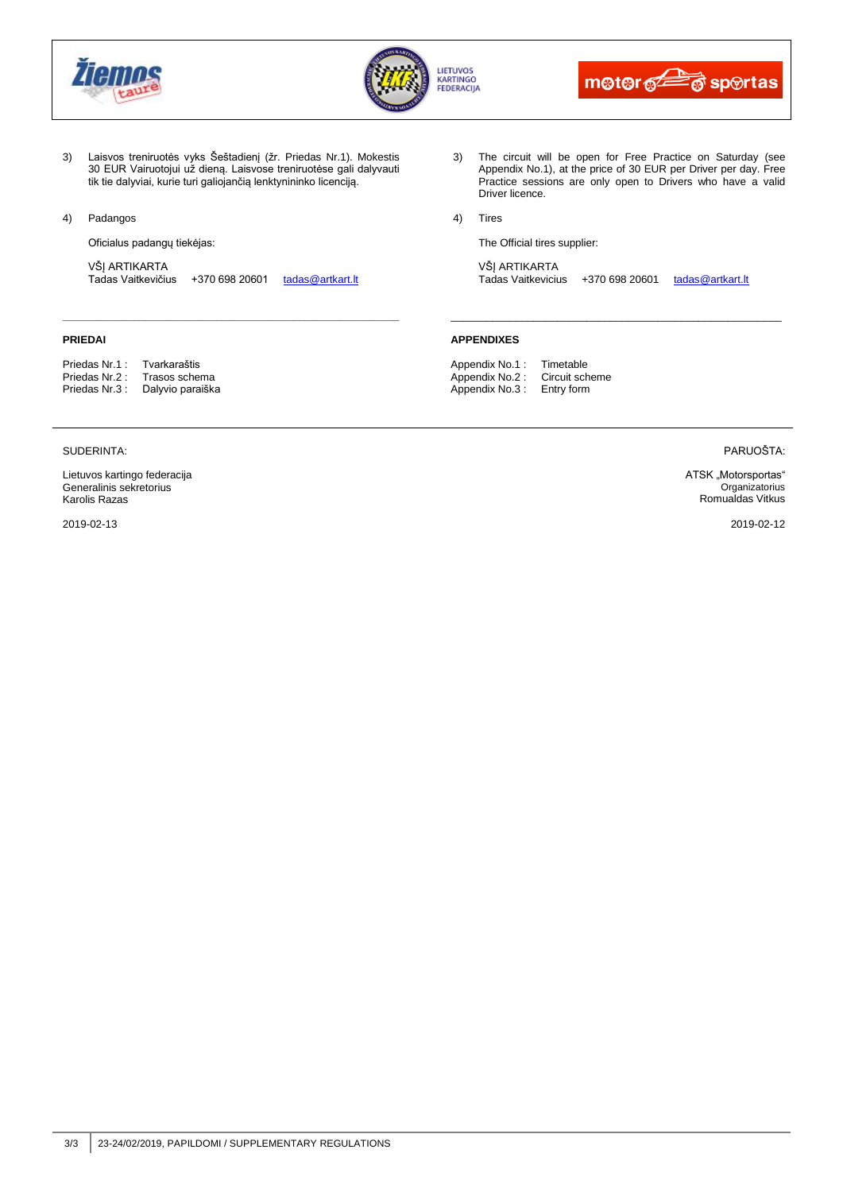3) Laisvos treniruotės vyks Šeštadienį (žr. Priedas Nr.1). Mokestis 30 EUR Vairuotojui už dieną. Laisvose treniruotėse gali dalyvauti tik tie dalyviai, kurie turi galiojančią lenktynininko licenciją.

3) The circuit will be open for Free Practice on Saturday (see Appendix No.1), at the price of 30 EUR per Driver per day. Free Practice sessions are only open to Drivers who have a valid Driver licence.

4) Padangos

Oficialus padangų tiekėjas:

VŠĮ ARTIKARTA
Tadas Vaitkevičius +370 698 20601 tadas@artkart.lt

4) Tires

The Official tires supplier:

VŠĮ ARTIKARTA
Tadas Vaitkevicius +370 698 20601 tadas@artkart.lt

---

**PRIEDAI**

Priedas Nr.1 : Tvarkaraštis
Priedas Nr.2 : Trasos schema
Priedas Nr.3 : Dalyvio paraiška

**APPENDIXES**

Appendix No.1 : Timetable
Appendix No.2 : Circuit scheme
Appendix No.3 : Entry form

---

SUDERINTA:

Lietuvos kartingo federacija
Generalinis sekretorius
Karolis Razas

2019-02-13

PARUOŠTA:

ATSK „Motorsportas“
Organizatorius
Romualdas Vitkus

2019-02-12